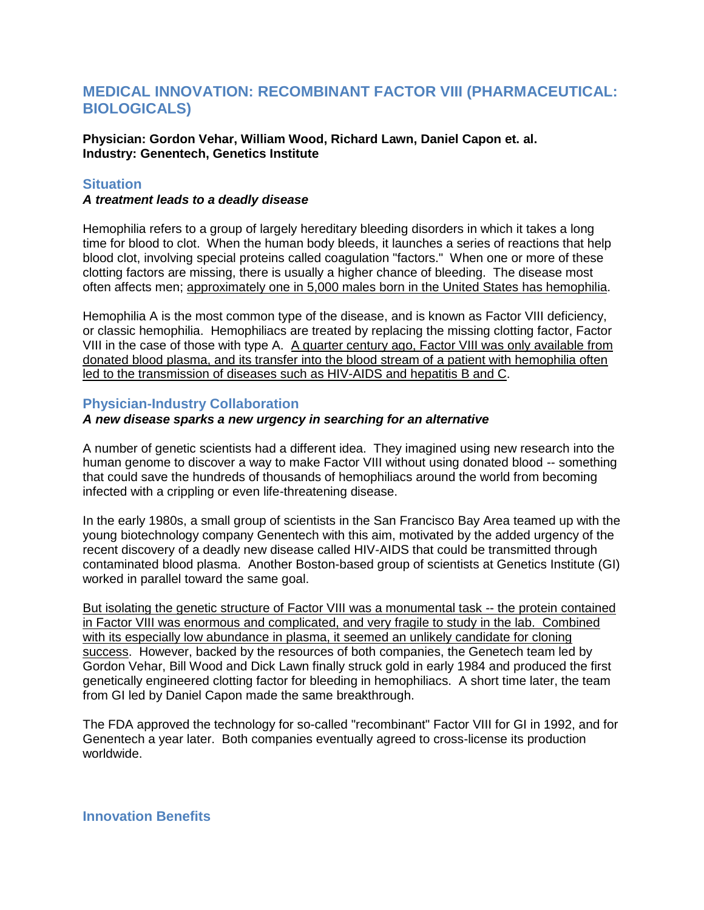# MEDICAL INNOVATION: RECOMBINANT FACTOR VIII (PHARMACEUTICAL: BIOLOGICALS)

**Physician: Gordon Vehar, William Wood, Richard Lawn, Daniel Capon et. al.**
**Industry: Genentech, Genetics Institute**

## Situation

***A treatment leads to a deadly disease***

Hemophilia refers to a group of largely hereditary bleeding disorders in which it takes a long time for blood to clot. When the human body bleeds, it launches a series of reactions that help blood clot, involving special proteins called coagulation "factors." When one or more of these clotting factors are missing, there is usually a higher chance of bleeding. The disease most often affects men; approximately one in 5,000 males born in the United States has hemophilia.

Hemophilia A is the most common type of the disease, and is known as Factor VIII deficiency, or classic hemophilia. Hemophiliacs are treated by replacing the missing clotting factor, Factor VIII in the case of those with type A. A quarter century ago, Factor VIII was only available from donated blood plasma, and its transfer into the blood stream of a patient with hemophilia often led to the transmission of diseases such as HIV-AIDS and hepatitis B and C.

## Physician-Industry Collaboration

***A new disease sparks a new urgency in searching for an alternative***

A number of genetic scientists had a different idea. They imagined using new research into the human genome to discover a way to make Factor VIII without using donated blood -- something that could save the hundreds of thousands of hemophiliacs around the world from becoming infected with a crippling or even life-threatening disease.

In the early 1980s, a small group of scientists in the San Francisco Bay Area teamed up with the young biotechnology company Genentech with this aim, motivated by the added urgency of the recent discovery of a deadly new disease called HIV-AIDS that could be transmitted through contaminated blood plasma. Another Boston-based group of scientists at Genetics Institute (GI) worked in parallel toward the same goal.

But isolating the genetic structure of Factor VIII was a monumental task -- the protein contained in Factor VIII was enormous and complicated, and very fragile to study in the lab. Combined with its especially low abundance in plasma, it seemed an unlikely candidate for cloning success. However, backed by the resources of both companies, the Genetech team led by Gordon Vehar, Bill Wood and Dick Lawn finally struck gold in early 1984 and produced the first genetically engineered clotting factor for bleeding in hemophiliacs. A short time later, the team from GI led by Daniel Capon made the same breakthrough.

The FDA approved the technology for so-called "recombinant" Factor VIII for GI in 1992, and for Genentech a year later. Both companies eventually agreed to cross-license its production worldwide.

## Innovation Benefits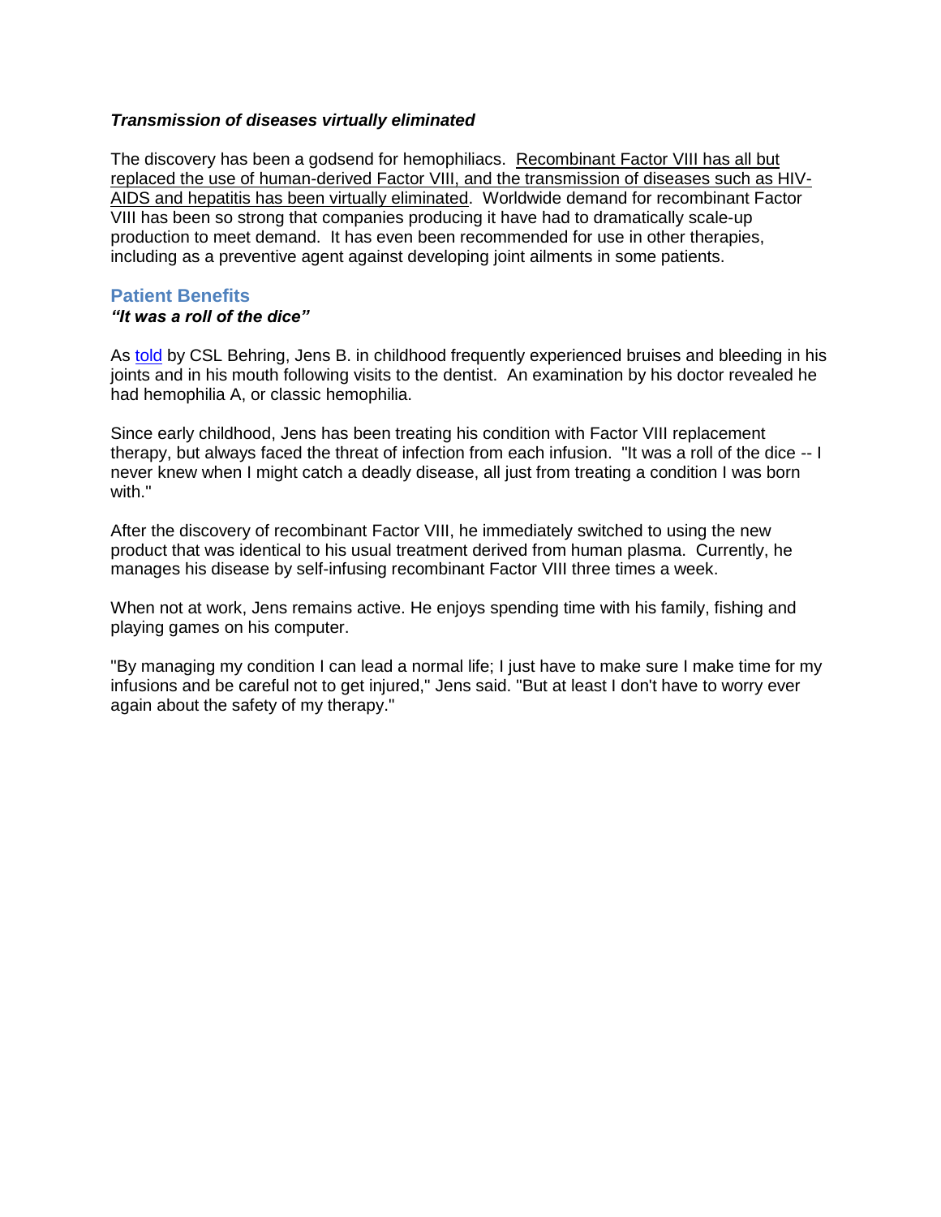***Transmission of diseases virtually eliminated***

The discovery has been a godsend for hemophiliacs. Recombinant Factor VIII has all but replaced the use of human-derived Factor VIII, and the transmission of diseases such as HIV-AIDS and hepatitis has been virtually eliminated. Worldwide demand for recombinant Factor VIII has been so strong that companies producing it have had to dramatically scale-up production to meet demand. It has even been recommended for use in other therapies, including as a preventive agent against developing joint ailments in some patients.

## Patient Benefits

***"It was a roll of the dice"***

As told by CSL Behring, Jens B. in childhood frequently experienced bruises and bleeding in his joints and in his mouth following visits to the dentist. An examination by his doctor revealed he had hemophilia A, or classic hemophilia.

Since early childhood, Jens has been treating his condition with Factor VIII replacement therapy, but always faced the threat of infection from each infusion. "It was a roll of the dice -- I never knew when I might catch a deadly disease, all just from treating a condition I was born with."

After the discovery of recombinant Factor VIII, he immediately switched to using the new product that was identical to his usual treatment derived from human plasma. Currently, he manages his disease by self-infusing recombinant Factor VIII three times a week.

When not at work, Jens remains active. He enjoys spending time with his family, fishing and playing games on his computer.

"By managing my condition I can lead a normal life; I just have to make sure I make time for my infusions and be careful not to get injured," Jens said. "But at least I don't have to worry ever again about the safety of my therapy."